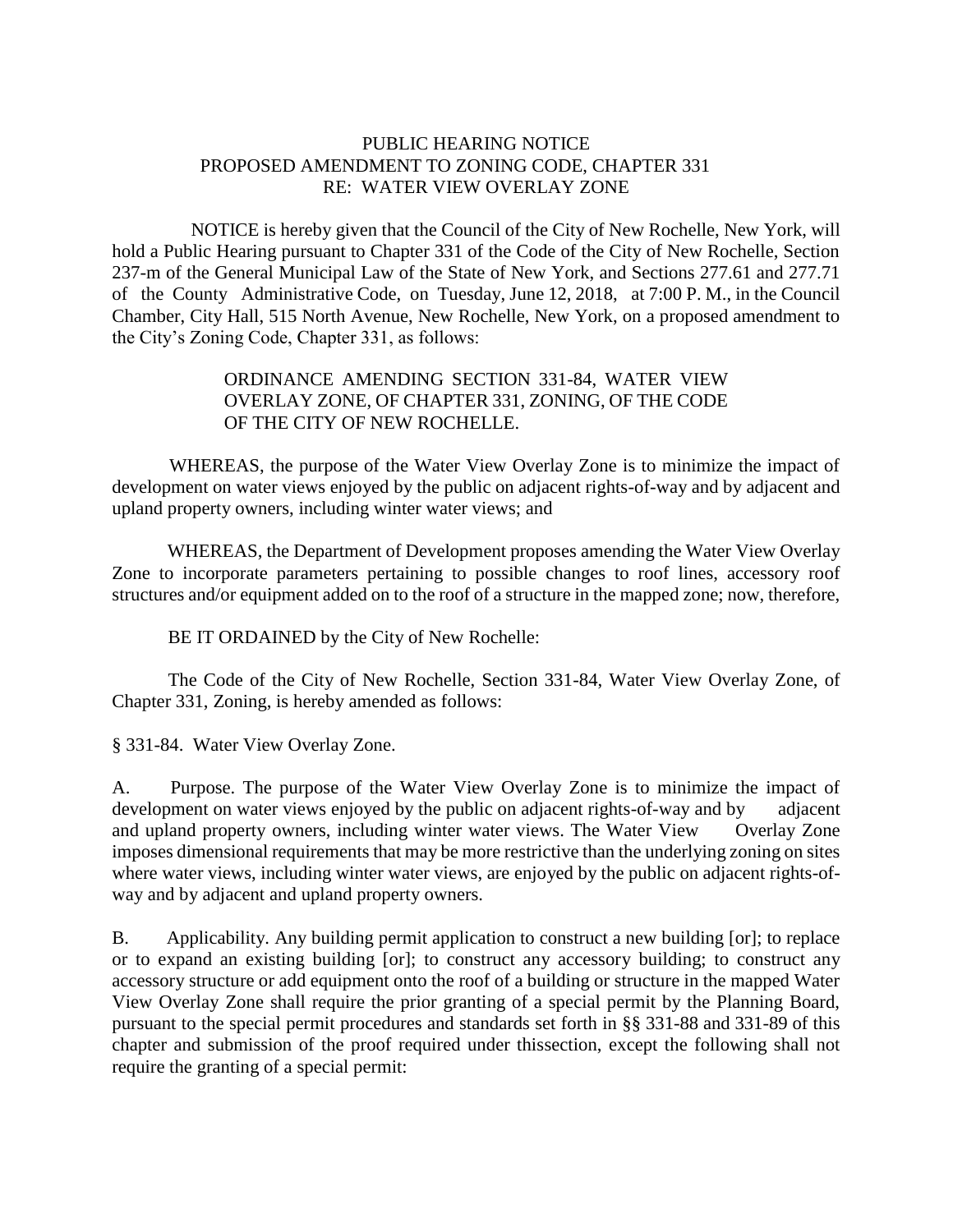PUBLIC HEARING NOTICE
PROPOSED AMENDMENT TO ZONING CODE, CHAPTER 331
RE: WATER VIEW OVERLAY ZONE

NOTICE is hereby given that the Council of the City of New Rochelle, New York, will hold a Public Hearing pursuant to Chapter 331 of the Code of the City of New Rochelle, Section 237-m of the General Municipal Law of the State of New York, and Sections 277.61 and 277.71 of the County Administrative Code, on Tuesday, June 12, 2018, at 7:00 P. M., in the Council Chamber, City Hall, 515 North Avenue, New Rochelle, New York, on a proposed amendment to the City's Zoning Code, Chapter 331, as follows:

ORDINANCE AMENDING SECTION 331-84, WATER VIEW OVERLAY ZONE, OF CHAPTER 331, ZONING, OF THE CODE OF THE CITY OF NEW ROCHELLE.

WHEREAS, the purpose of the Water View Overlay Zone is to minimize the impact of development on water views enjoyed by the public on adjacent rights-of-way and by adjacent and upland property owners, including winter water views; and

WHEREAS, the Department of Development proposes amending the Water View Overlay Zone to incorporate parameters pertaining to possible changes to roof lines, accessory roof structures and/or equipment added on to the roof of a structure in the mapped zone; now, therefore,

BE IT ORDAINED by the City of New Rochelle:

The Code of the City of New Rochelle, Section 331-84, Water View Overlay Zone, of Chapter 331, Zoning, is hereby amended as follows:

§ 331-84. Water View Overlay Zone.

A. Purpose. The purpose of the Water View Overlay Zone is to minimize the impact of development on water views enjoyed by the public on adjacent rights-of-way and by adjacent and upland property owners, including winter water views. The Water View Overlay Zone imposes dimensional requirements that may be more restrictive than the underlying zoning on sites where water views, including winter water views, are enjoyed by the public on adjacent rights-of-way and by adjacent and upland property owners.

B. Applicability. Any building permit application to construct a new building [or]; to replace or to expand an existing building [or]; to construct any accessory building; to construct any accessory structure or add equipment onto the roof of a building or structure in the mapped Water View Overlay Zone shall require the prior granting of a special permit by the Planning Board, pursuant to the special permit procedures and standards set forth in §§ 331-88 and 331-89 of this chapter and submission of the proof required under thissection, except the following shall not require the granting of a special permit: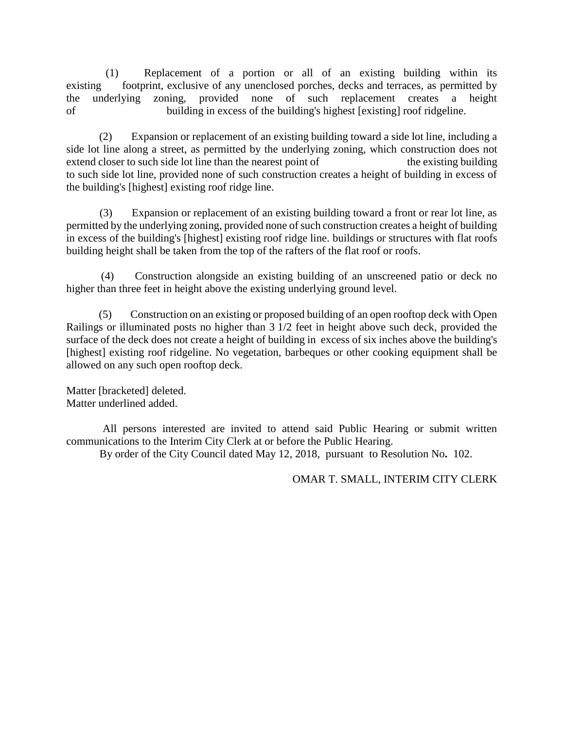(1) Replacement of a portion or all of an existing building within its existing footprint, exclusive of any unenclosed porches, decks and terraces, as permitted by the underlying zoning, provided none of such replacement creates a height of building in excess of the building's highest [existing] roof ridgeline.

(2) Expansion or replacement of an existing building toward a side lot line, including a side lot line along a street, as permitted by the underlying zoning, which construction does not extend closer to such side lot line than the nearest point of the existing building to such side lot line, provided none of such construction creates a height of building in excess of the building's [highest] existing roof ridge line.

(3) Expansion or replacement of an existing building toward a front or rear lot line, as permitted by the underlying zoning, provided none of such construction creates a height of building in excess of the building's [highest] existing roof ridge line. buildings or structures with flat roofs building height shall be taken from the top of the rafters of the flat roof or roofs.

(4) Construction alongside an existing building of an unscreened patio or deck no higher than three feet in height above the existing underlying ground level.

(5) Construction on an existing or proposed building of an open rooftop deck with Open Railings or illuminated posts no higher than 3 1/2 feet in height above such deck, provided the surface of the deck does not create a height of building in excess of six inches above the building's [highest] existing roof ridgeline. No vegetation, barbeques or other cooking equipment shall be allowed on any such open rooftop deck.

Matter [bracketed] deleted.
Matter underlined added.

All persons interested are invited to attend said Public Hearing or submit written communications to the Interim City Clerk at or before the Public Hearing.

By order of the City Council dated May 12, 2018, pursuant to Resolution No**.** 102.

OMAR T. SMALL, INTERIM CITY CLERK